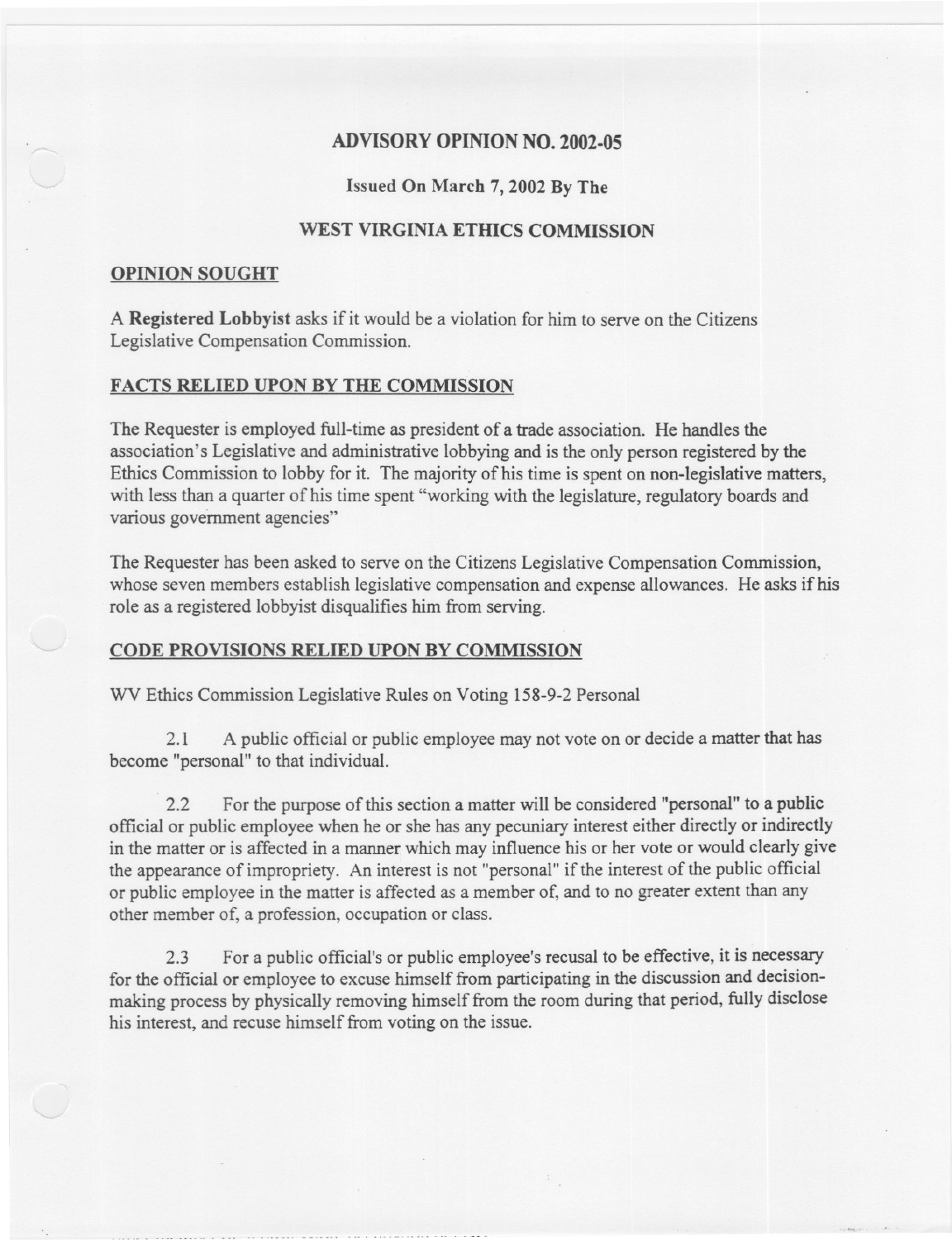# ADVISORY OPINION NO. 2002-05

**Issued On March 7, 2002 By The**

**WEST VIRGINIA ETHICS COMMISSION**

## OPINION SOUGHT

A **Registered Lobbyist** asks if it would be a violation for him to serve on the Citizens Legislative Compensation Commission.

## FACTS RELIED UPON BY THE COMMISSION

The Requester is employed full-time as president of a trade association. He handles the association's Legislative and administrative lobbying and is the only person registered by the Ethics Commission to lobby for it. The majority of his time is spent on non-legislative matters, with less than a quarter of his time spent "working with the legislature, regulatory boards and various government agencies"

The Requester has been asked to serve on the Citizens Legislative Compensation Commission, whose seven members establish legislative compensation and expense allowances. He asks if his role as a registered lobbyist disqualifies him from serving.

## CODE PROVISIONS RELIED UPON BY COMMISSION

WV Ethics Commission Legislative Rules on Voting 158-9-2 Personal

2.1 A public official or public employee may not vote on or decide a matter that has become "personal" to that individual.

2.2 For the purpose of this section a matter will be considered "personal" to a public official or public employee when he or she has any pecuniary interest either directly or indirectly in the matter or is affected in a manner which may influence his or her vote or would clearly give the appearance of impropriety. An interest is not "personal" if the interest of the public official or public employee in the matter is affected as a member of, and to no greater extent than any other member of, a profession, occupation or class.

2.3 For a public official's or public employee's recusal to be effective, it is necessary for the official or employee to excuse himself from participating in the discussion and decision-making process by physically removing himself from the room during that period, fully disclose his interest, and recuse himself from voting on the issue.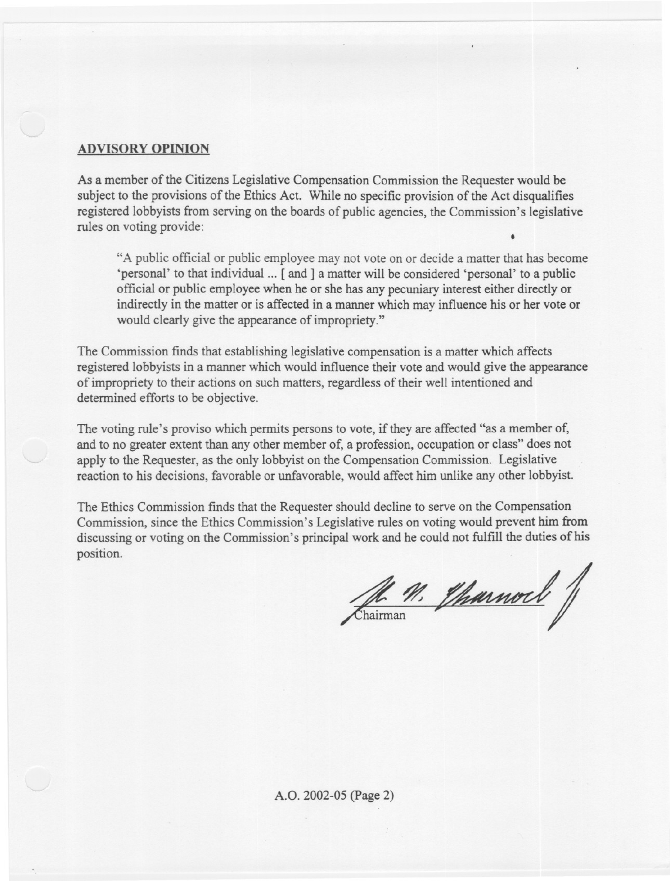## ADVISORY OPINION

As a member of the Citizens Legislative Compensation Commission the Requester would be subject to the provisions of the Ethics Act. While no specific provision of the Act disqualifies registered lobbyists from serving on the boards of public agencies, the Commission's legislative rules on voting provide:

> "A public official or public employee may not vote on or decide a matter that has become 'personal' to that individual ... [ and ] a matter will be considered 'personal' to a public official or public employee when he or she has any pecuniary interest either directly or indirectly in the matter or is affected in a manner which may influence his or her vote or would clearly give the appearance of impropriety."

The Commission finds that establishing legislative compensation is a matter which affects registered lobbyists in a manner which would influence their vote and would give the appearance of impropriety to their actions on such matters, regardless of their well intentioned and determined efforts to be objective.

The voting rule's proviso which permits persons to vote, if they are affected "as a member of, and to no greater extent than any other member of, a profession, occupation or class" does not apply to the Requester, as the only lobbyist on the Compensation Commission. Legislative reaction to his decisions, favorable or unfavorable, would affect him unlike any other lobbyist.

The Ethics Commission finds that the Requester should decline to serve on the Compensation Commission, since the Ethics Commission's Legislative rules on voting would prevent him from discussing or voting on the Commission's principal work and he could not fulfill the duties of his position.

Chairman

A.O. 2002-05 (Page 2)